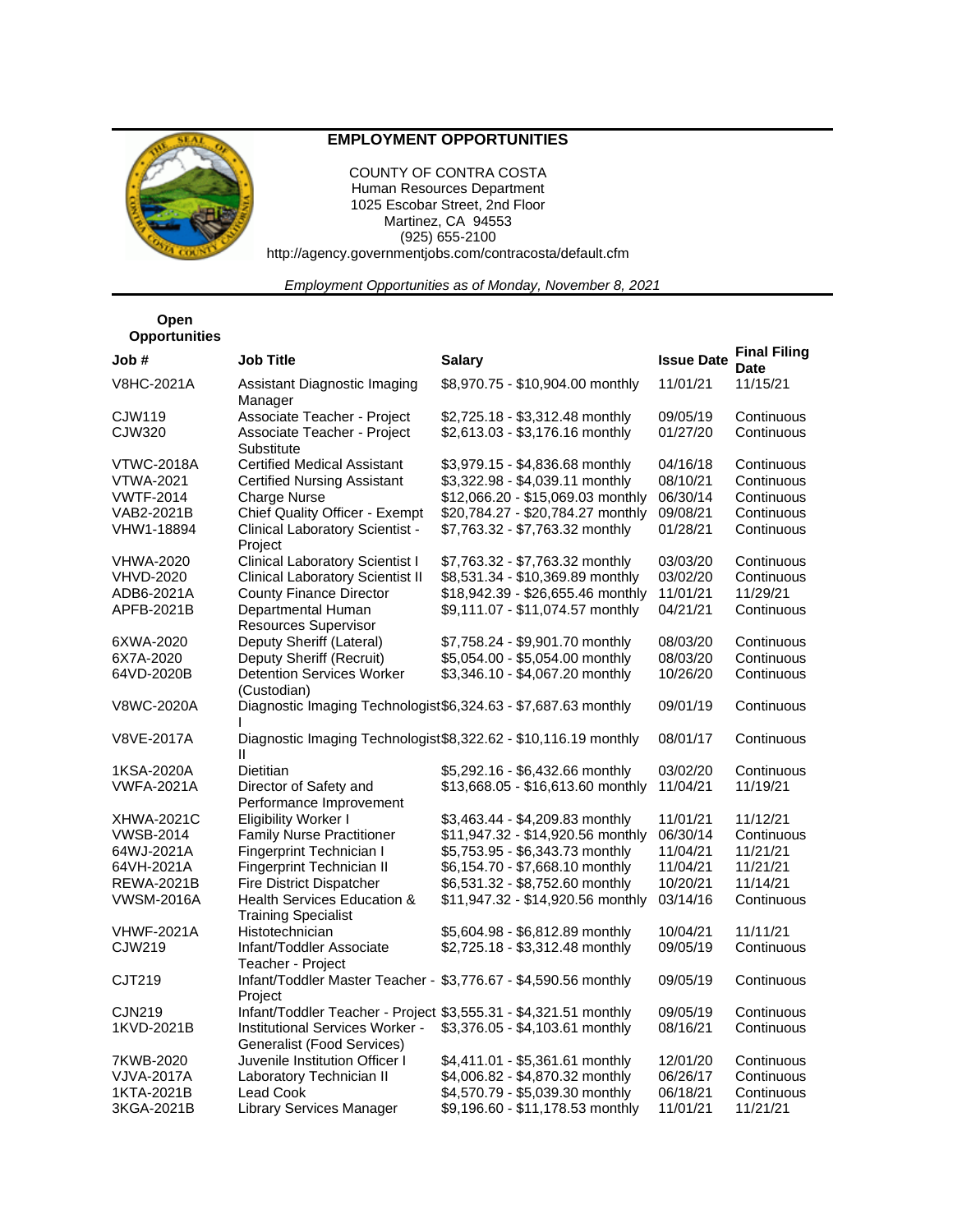# EMPLOYMENT OPPORTUNITIES

COUNTY OF CONTRA COSTA
Human Resources Department
1025 Escobar Street, 2nd Floor
Martinez, CA 94553
(925) 655-2100
http://agency.governmentjobs.com/contracosta/default.cfm

*Employment Opportunities as of Monday, November 8, 2021*

**Open Opportunities**

| Job # | Job Title | Salary | Issue Date | Final Filing Date |
|---|---|---|---|---|
| V8HC-2021A | Assistant Diagnostic Imaging Manager | $8,970.75 - $10,904.00 monthly | 11/01/21 | 11/15/21 |
| CJW119 | Associate Teacher - Project | $2,725.18 - $3,312.48 monthly | 09/05/19 | Continuous |
| CJW320 | Associate Teacher - Project Substitute | $2,613.03 - $3,176.16 monthly | 01/27/20 | Continuous |
| VTWC-2018A | Certified Medical Assistant | $3,979.15 - $4,836.68 monthly | 04/16/18 | Continuous |
| VTWA-2021 | Certified Nursing Assistant | $3,322.98 - $4,039.11 monthly | 08/10/21 | Continuous |
| VWTF-2014 | Charge Nurse | $12,066.20 - $15,069.03 monthly | 06/30/14 | Continuous |
| VAB2-2021B | Chief Quality Officer - Exempt | $20,784.27 - $20,784.27 monthly | 09/08/21 | Continuous |
| VHW1-18894 | Clinical Laboratory Scientist - Project | $7,763.32 - $7,763.32 monthly | 01/28/21 | Continuous |
| VHWA-2020 | Clinical Laboratory Scientist I | $7,763.32 - $7,763.32 monthly | 03/03/20 | Continuous |
| VHVD-2020 | Clinical Laboratory Scientist II | $8,531.34 - $10,369.89 monthly | 03/02/20 | Continuous |
| ADB6-2021A | County Finance Director | $18,942.39 - $26,655.46 monthly | 11/01/21 | 11/29/21 |
| APFB-2021B | Departmental Human Resources Supervisor | $9,111.07 - $11,074.57 monthly | 04/21/21 | Continuous |
| 6XWA-2020 | Deputy Sheriff (Lateral) | $7,758.24 - $9,901.70 monthly | 08/03/20 | Continuous |
| 6X7A-2020 | Deputy Sheriff (Recruit) | $5,054.00 - $5,054.00 monthly | 08/03/20 | Continuous |
| 64VD-2020B | Detention Services Worker (Custodian) | $3,346.10 - $4,067.20 monthly | 10/26/20 | Continuous |
| V8WC-2020A | Diagnostic Imaging Technologist I | $6,324.63 - $7,687.63 monthly | 09/01/19 | Continuous |
| V8VE-2017A | Diagnostic Imaging Technologist II | $8,322.62 - $10,116.19 monthly | 08/01/17 | Continuous |
| 1KSA-2020A | Dietitian | $5,292.16 - $6,432.66 monthly | 03/02/20 | Continuous |
| VWFA-2021A | Director of Safety and Performance Improvement | $13,668.05 - $16,613.60 monthly | 11/04/21 | 11/19/21 |
| XHWA-2021C | Eligibility Worker I | $3,463.44 - $4,209.83 monthly | 11/01/21 | 11/12/21 |
| VWSB-2014 | Family Nurse Practitioner | $11,947.32 - $14,920.56 monthly | 06/30/14 | Continuous |
| 64WJ-2021A | Fingerprint Technician I | $5,753.95 - $6,343.73 monthly | 11/04/21 | 11/21/21 |
| 64VH-2021A | Fingerprint Technician II | $6,154.70 - $7,668.10 monthly | 11/04/21 | 11/21/21 |
| REWA-2021B | Fire District Dispatcher | $6,531.32 - $8,752.60 monthly | 10/20/21 | 11/14/21 |
| VWSM-2016A | Health Services Education & Training Specialist | $11,947.32 - $14,920.56 monthly | 03/14/16 | Continuous |
| VHWF-2021A | Histotechnician | $5,604.98 - $6,812.89 monthly | 10/04/21 | 11/11/21 |
| CJW219 | Infant/Toddler Associate Teacher - Project | $2,725.18 - $3,312.48 monthly | 09/05/19 | Continuous |
| CJT219 | Infant/Toddler Master Teacher - Project | $3,776.67 - $4,590.56 monthly | 09/05/19 | Continuous |
| CJN219 | Infant/Toddler Teacher - Project | $3,555.31 - $4,321.51 monthly | 09/05/19 | Continuous |
| 1KVD-2021B | Institutional Services Worker - Generalist (Food Services) | $3,376.05 - $4,103.61 monthly | 08/16/21 | Continuous |
| 7KWB-2020 | Juvenile Institution Officer I | $4,411.01 - $5,361.61 monthly | 12/01/20 | Continuous |
| VJVA-2017A | Laboratory Technician II | $4,006.82 - $4,870.32 monthly | 06/26/17 | Continuous |
| 1KTA-2021B | Lead Cook | $4,570.79 - $5,039.30 monthly | 06/18/21 | Continuous |
| 3KGA-2021B | Library Services Manager | $9,196.60 - $11,178.53 monthly | 11/01/21 | 11/21/21 |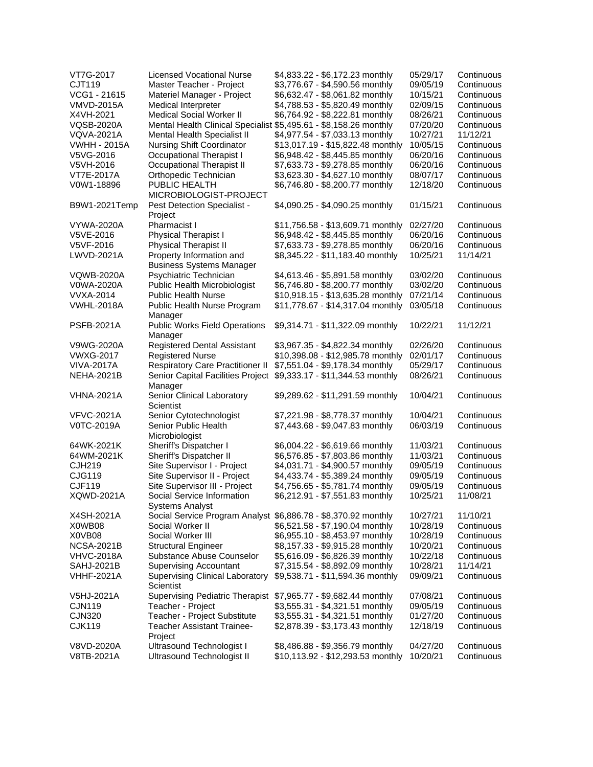| | | | | |
|---|---|---|---|---|
| VT7G-2017 | Licensed Vocational Nurse | $4,833.22 - $6,172.23 monthly | 05/29/17 | Continuous |
| CJT119 | Master Teacher - Project | $3,776.67 - $4,590.56 monthly | 09/05/19 | Continuous |
| VCG1 - 21615 | Materiel Manager - Project | $6,632.47 - $8,061.82 monthly | 10/15/21 | Continuous |
| VMVD-2015A | Medical Interpreter | $4,788.53 - $5,820.49 monthly | 02/09/15 | Continuous |
| X4VH-2021 | Medical Social Worker II | $6,764.92 - $8,222.81 monthly | 08/26/21 | Continuous |
| VQSB-2020A | Mental Health Clinical Specialist | $5,495.61 - $8,158.26 monthly | 07/20/20 | Continuous |
| VQVA-2021A | Mental Health Specialist II | $4,977.54 - $7,033.13 monthly | 10/27/21 | 11/12/21 |
| VWHH - 2015A | Nursing Shift Coordinator | $13,017.19 - $15,822.48 monthly | 10/05/15 | Continuous |
| V5VG-2016 | Occupational Therapist I | $6,948.42 - $8,445.85 monthly | 06/20/16 | Continuous |
| V5VH-2016 | Occupational Therapist II | $7,633.73 - $9,278.85 monthly | 06/20/16 | Continuous |
| VT7E-2017A | Orthopedic Technician | $3,623.30 - $4,627.10 monthly | 08/07/17 | Continuous |
| V0W1-18896 | PUBLIC HEALTH MICROBIOLOGIST-PROJECT | $6,746.80 - $8,200.77 monthly | 12/18/20 | Continuous |
| B9W1-2021Temp | Pest Detection Specialist - Project | $4,090.25 - $4,090.25 monthly | 01/15/21 | Continuous |
| VYWA-2020A | Pharmacist I | $11,756.58 - $13,609.71 monthly | 02/27/20 | Continuous |
| V5VE-2016 | Physical Therapist I | $6,948.42 - $8,445.85 monthly | 06/20/16 | Continuous |
| V5VF-2016 | Physical Therapist II | $7,633.73 - $9,278.85 monthly | 06/20/16 | Continuous |
| LWVD-2021A | Property Information and Business Systems Manager | $8,345.22 - $11,183.40 monthly | 10/25/21 | 11/14/21 |
| VQWB-2020A | Psychiatric Technician | $4,613.46 - $5,891.58 monthly | 03/02/20 | Continuous |
| V0WA-2020A | Public Health Microbiologist | $6,746.80 - $8,200.77 monthly | 03/02/20 | Continuous |
| VVXA-2014 | Public Health Nurse | $10,918.15 - $13,635.28 monthly | 07/21/14 | Continuous |
| VWHL-2018A | Public Health Nurse Program Manager | $11,778.67 - $14,317.04 monthly | 03/05/18 | Continuous |
| PSFB-2021A | Public Works Field Operations Manager | $9,314.71 - $11,322.09 monthly | 10/22/21 | 11/12/21 |
| V9WG-2020A | Registered Dental Assistant | $3,967.35 - $4,822.34 monthly | 02/26/20 | Continuous |
| VWXG-2017 | Registered Nurse | $10,398.08 - $12,985.78 monthly | 02/01/17 | Continuous |
| VIVA-2017A | Respiratory Care Practitioner II | $7,551.04 - $9,178.34 monthly | 05/29/17 | Continuous |
| NEHA-2021B | Senior Capital Facilities Project Manager | $9,333.17 - $11,344.53 monthly | 08/26/21 | Continuous |
| VHNA-2021A | Senior Clinical Laboratory Scientist | $9,289.62 - $11,291.59 monthly | 10/04/21 | Continuous |
| VFVC-2021A | Senior Cytotechnologist | $7,221.98 - $8,778.37 monthly | 10/04/21 | Continuous |
| V0TC-2019A | Senior Public Health Microbiologist | $7,443.68 - $9,047.83 monthly | 06/03/19 | Continuous |
| 64WK-2021K | Sheriff's Dispatcher I | $6,004.22 - $6,619.66 monthly | 11/03/21 | Continuous |
| 64WM-2021K | Sheriff's Dispatcher II | $6,576.85 - $7,803.86 monthly | 11/03/21 | Continuous |
| CJH219 | Site Supervisor I - Project | $4,031.71 - $4,900.57 monthly | 09/05/19 | Continuous |
| CJG119 | Site Supervisor II - Project | $4,433.74 - $5,389.24 monthly | 09/05/19 | Continuous |
| CJF119 | Site Supervisor III - Project | $4,756.65 - $5,781.74 monthly | 09/05/19 | Continuous |
| XQWD-2021A | Social Service Information Systems Analyst | $6,212.91 - $7,551.83 monthly | 10/25/21 | 11/08/21 |
| X4SH-2021A | Social Service Program Analyst | $6,886.78 - $8,370.92 monthly | 10/27/21 | 11/10/21 |
| X0WB08 | Social Worker II | $6,521.58 - $7,190.04 monthly | 10/28/19 | Continuous |
| X0VB08 | Social Worker III | $6,955.10 - $8,453.97 monthly | 10/28/19 | Continuous |
| NCSA-2021B | Structural Engineer | $8,157.33 - $9,915.28 monthly | 10/20/21 | Continuous |
| VHVC-2018A | Substance Abuse Counselor | $5,616.09 - $6,826.39 monthly | 10/22/18 | Continuous |
| SAHJ-2021B | Supervising Accountant | $7,315.54 - $8,892.09 monthly | 10/28/21 | 11/14/21 |
| VHHF-2021A | Supervising Clinical Laboratory Scientist | $9,538.71 - $11,594.36 monthly | 09/09/21 | Continuous |
| V5HJ-2021A | Supervising Pediatric Therapist | $7,965.77 - $9,682.44 monthly | 07/08/21 | Continuous |
| CJN119 | Teacher - Project | $3,555.31 - $4,321.51 monthly | 09/05/19 | Continuous |
| CJN320 | Teacher - Project Substitute | $3,555.31 - $4,321.51 monthly | 01/27/20 | Continuous |
| CJK119 | Teacher Assistant Trainee-Project | $2,878.39 - $3,173.43 monthly | 12/18/19 | Continuous |
| V8VD-2020A | Ultrasound Technologist I | $8,486.88 - $9,356.79 monthly | 04/27/20 | Continuous |
| V8TB-2021A | Ultrasound Technologist II | $10,113.92 - $12,293.53 monthly | 10/20/21 | Continuous |